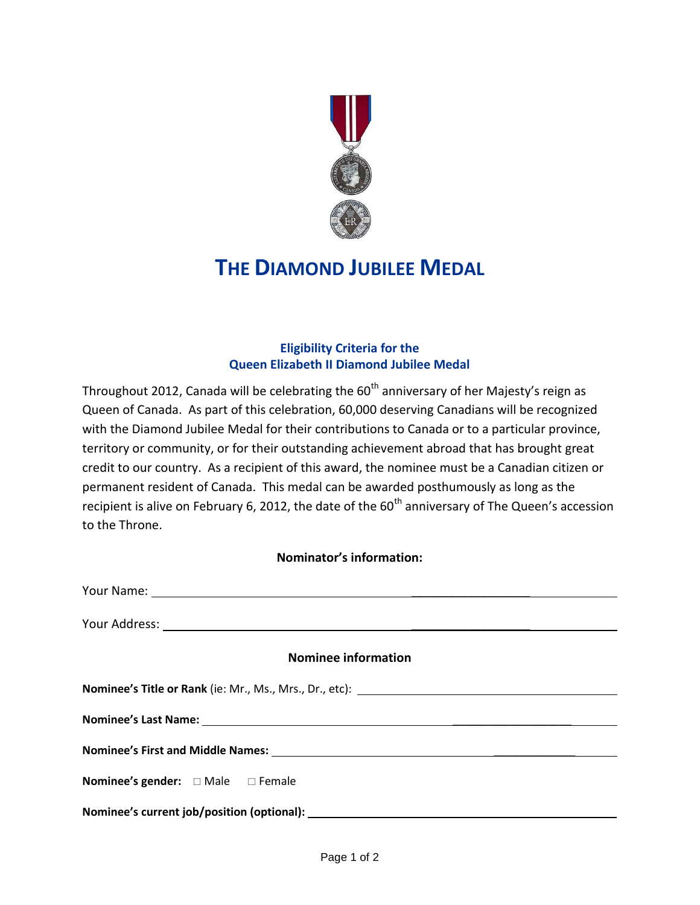# THE DIAMOND JUBILEE MEDAL

**Eligibility Criteria for the**
**Queen Elizabeth II Diamond Jubilee Medal**

Throughout 2012, Canada will be celebrating the 60th anniversary of her Majesty's reign as Queen of Canada. As part of this celebration, 60,000 deserving Canadians will be recognized with the Diamond Jubilee Medal for their contributions to Canada or to a particular province, territory or community, or for their outstanding achievement abroad that has brought great credit to our country. As a recipient of this award, the nominee must be a Canadian citizen or permanent resident of Canada. This medal can be awarded posthumously as long as the recipient is alive on February 6, 2012, the date of the 60th anniversary of The Queen's accession to the Throne.

**Nominator's information:**

Your Name: ______________________________________________

Your Address: ____________________________________________

**Nominee information**

**Nominee's Title or Rank** (ie: Mr., Ms., Mrs., Dr., etc): ______________________

**Nominee's Last Name:** ________________________________________

**Nominee's First and Middle Names:** ____________________________

**Nominee's gender:** □ Male □ Female

**Nominee's current job/position (optional):** ______________________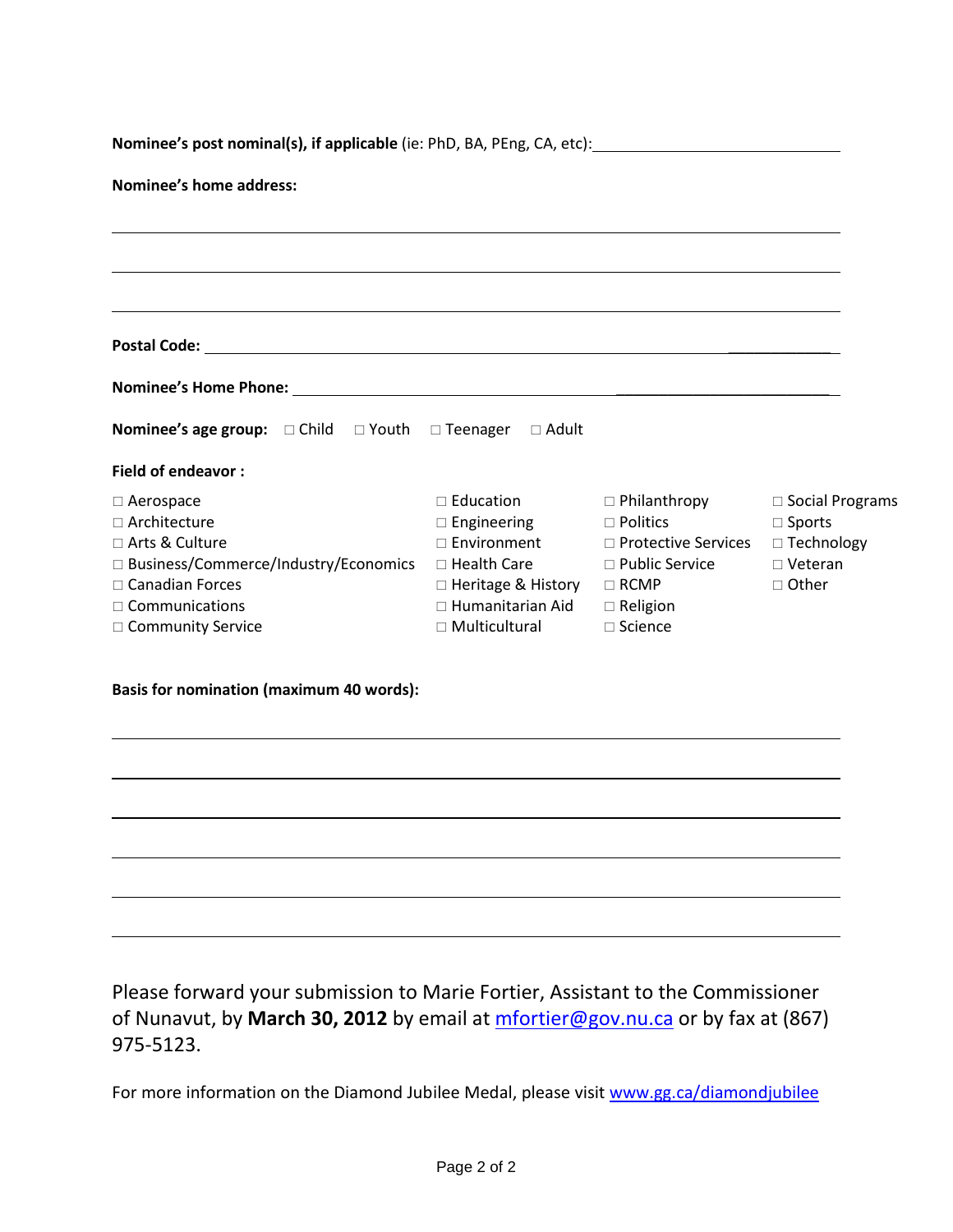**Nominee's post nominal(s), if applicable** (ie: PhD, BA, PEng, CA, etc):\_\_\_\_\_\_\_\_\_\_\_\_\_\_\_\_\_\_\_\_\_\_\_\_\_\_\_\_

**Nominee's home address:**

\_\_\_\_\_\_\_\_\_\_\_\_\_\_\_\_\_\_\_\_\_\_\_\_\_\_\_\_\_\_\_\_\_\_\_\_\_\_\_\_\_\_\_\_\_\_\_\_\_\_\_\_\_\_\_\_\_\_\_\_\_\_\_\_\_\_\_\_\_\_\_\_\_\_\_\_\_\_

\_\_\_\_\_\_\_\_\_\_\_\_\_\_\_\_\_\_\_\_\_\_\_\_\_\_\_\_\_\_\_\_\_\_\_\_\_\_\_\_\_\_\_\_\_\_\_\_\_\_\_\_\_\_\_\_\_\_\_\_\_\_\_\_\_\_\_\_\_\_\_\_\_\_\_\_\_\_

\_\_\_\_\_\_\_\_\_\_\_\_\_\_\_\_\_\_\_\_\_\_\_\_\_\_\_\_\_\_\_\_\_\_\_\_\_\_\_\_\_\_\_\_\_\_\_\_\_\_\_\_\_\_\_\_\_\_\_\_\_\_\_\_\_\_\_\_\_\_\_\_\_\_\_\_\_\_

**Postal Code:** \_\_\_\_\_\_\_\_\_\_\_\_\_\_\_\_\_\_\_\_\_\_\_\_\_\_\_\_\_\_\_\_\_\_\_\_\_\_\_\_\_\_\_\_\_\_\_\_\_\_\_\_\_\_\_\_\_\_\_\_\_\_\_\_

**Nominee's Home Phone:** \_\_\_\_\_\_\_\_\_\_\_\_\_\_\_\_\_\_\_\_\_\_\_\_\_\_\_\_\_\_\_\_\_\_\_\_\_\_\_\_\_\_\_\_\_\_\_\_\_\_\_\_\_\_\_\_\_

**Nominee's age group:** □ Child □ Youth □ Teenager □ Adult

**Field of endeavor :**

- □ Aerospace
- □ Architecture
- □ Arts & Culture
- □ Business/Commerce/Industry/Economics
- □ Canadian Forces
- □ Communications
- □ Community Service
- □ Education
- □ Engineering
- □ Environment
- □ Health Care
- □ Heritage & History
- □ Humanitarian Aid
- □ Multicultural
- □ Philanthropy
- □ Politics
- □ Protective Services
- □ Public Service
- □ RCMP
- □ Religion
- □ Science
- □ Social Programs
- □ Sports
- □ Technology
- □ Veteran
- □ Other

**Basis for nomination (maximum 40 words):**

\_\_\_\_\_\_\_\_\_\_\_\_\_\_\_\_\_\_\_\_\_\_\_\_\_\_\_\_\_\_\_\_\_\_\_\_\_\_\_\_\_\_\_\_\_\_\_\_\_\_\_\_\_\_\_\_\_\_\_\_\_\_\_\_\_\_\_\_\_\_\_\_\_\_\_\_\_\_

\_\_\_\_\_\_\_\_\_\_\_\_\_\_\_\_\_\_\_\_\_\_\_\_\_\_\_\_\_\_\_\_\_\_\_\_\_\_\_\_\_\_\_\_\_\_\_\_\_\_\_\_\_\_\_\_\_\_\_\_\_\_\_\_\_\_\_\_\_\_\_\_\_\_\_\_\_\_

\_\_\_\_\_\_\_\_\_\_\_\_\_\_\_\_\_\_\_\_\_\_\_\_\_\_\_\_\_\_\_\_\_\_\_\_\_\_\_\_\_\_\_\_\_\_\_\_\_\_\_\_\_\_\_\_\_\_\_\_\_\_\_\_\_\_\_\_\_\_\_\_\_\_\_\_\_\_

\_\_\_\_\_\_\_\_\_\_\_\_\_\_\_\_\_\_\_\_\_\_\_\_\_\_\_\_\_\_\_\_\_\_\_\_\_\_\_\_\_\_\_\_\_\_\_\_\_\_\_\_\_\_\_\_\_\_\_\_\_\_\_\_\_\_\_\_\_\_\_\_\_\_\_\_\_\_

\_\_\_\_\_\_\_\_\_\_\_\_\_\_\_\_\_\_\_\_\_\_\_\_\_\_\_\_\_\_\_\_\_\_\_\_\_\_\_\_\_\_\_\_\_\_\_\_\_\_\_\_\_\_\_\_\_\_\_\_\_\_\_\_\_\_\_\_\_\_\_\_\_\_\_\_\_\_

\_\_\_\_\_\_\_\_\_\_\_\_\_\_\_\_\_\_\_\_\_\_\_\_\_\_\_\_\_\_\_\_\_\_\_\_\_\_\_\_\_\_\_\_\_\_\_\_\_\_\_\_\_\_\_\_\_\_\_\_\_\_\_\_\_\_\_\_\_\_\_\_\_\_\_\_\_\_

Please forward your submission to Marie Fortier, Assistant to the Commissioner of Nunavut, by **March 30, 2012** by email at mfortier@gov.nu.ca or by fax at (867) 975-5123.

For more information on the Diamond Jubilee Medal, please visit www.gg.ca/diamondjubilee